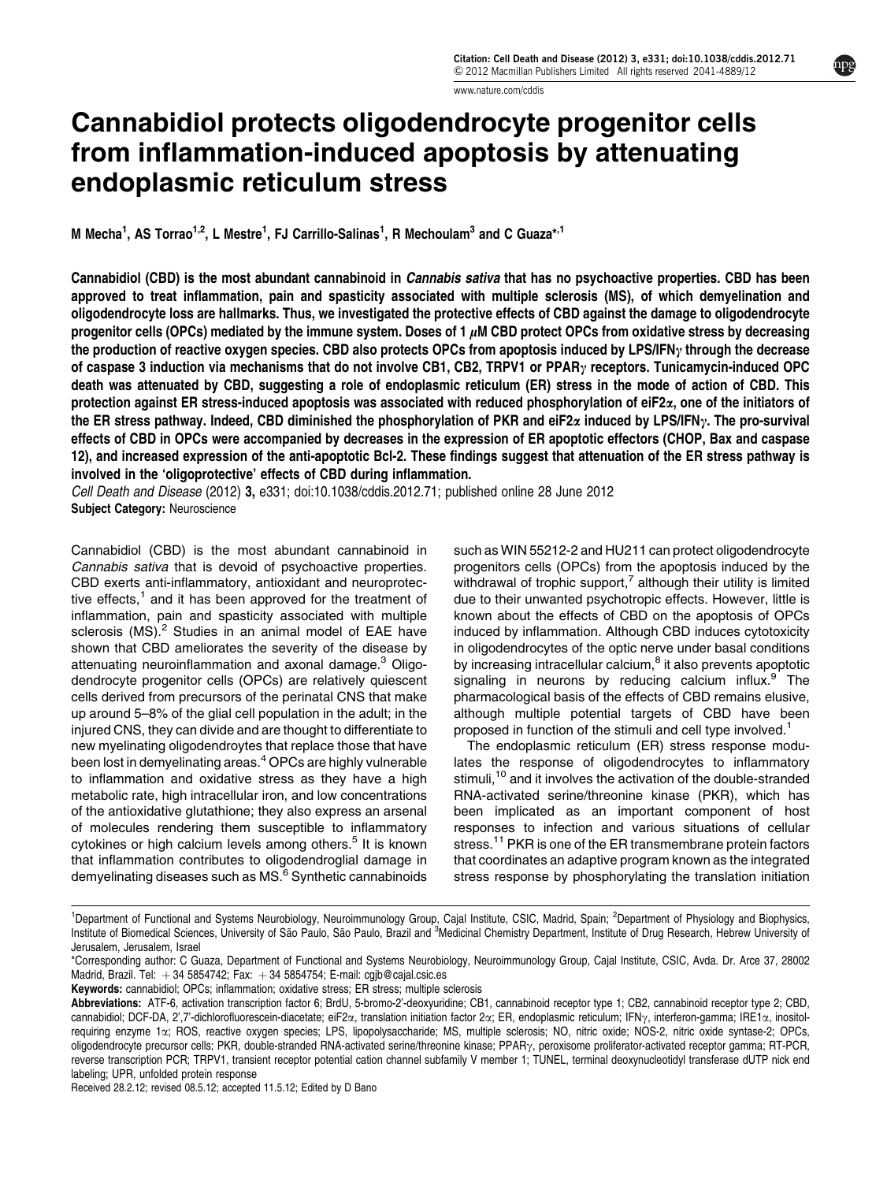# Cannabidiol protects oligodendrocyte progenitor cells from inflammation-induced apoptosis by attenuating endoplasmic reticulum stress

M Mecha[1], AS Torrao[1,2], L Mestre[1], FJ Carrillo-Salinas[1], R Mechoulam[3] and C Guaza*,[1]

**Cannabidiol (CBD) is the most abundant cannabinoid in *Cannabis sativa* that has no psychoactive properties. CBD has been approved to treat inflammation, pain and spasticity associated with multiple sclerosis (MS), of which demyelination and oligodendrocyte loss are hallmarks. Thus, we investigated the protective effects of CBD against the damage to oligodendrocyte progenitor cells (OPCs) mediated by the immune system. Doses of 1 μM CBD protect OPCs from oxidative stress by decreasing the production of reactive oxygen species. CBD also protects OPCs from apoptosis induced by LPS/IFNγ through the decrease of caspase 3 induction via mechanisms that do not involve CB1, CB2, TRPV1 or PPARγ receptors. Tunicamycin-induced OPC death was attenuated by CBD, suggesting a role of endoplasmic reticulum (ER) stress in the mode of action of CBD. This protection against ER stress-induced apoptosis was associated with reduced phosphorylation of eiF2α, one of the initiators of the ER stress pathway. Indeed, CBD diminished the phosphorylation of PKR and eiF2α induced by LPS/IFNγ. The pro-survival effects of CBD in OPCs were accompanied by decreases in the expression of ER apoptotic effectors (CHOP, Bax and caspase 12), and increased expression of the anti-apoptotic Bcl-2. These findings suggest that attenuation of the ER stress pathway is involved in the 'oligoprotective' effects of CBD during inflammation.**

*Cell Death and Disease* (2012) **3**, e331; doi:10.1038/cddis.2012.71; published online 28 June 2012
**Subject Category:** Neuroscience

Cannabidiol (CBD) is the most abundant cannabinoid in *Cannabis sativa* that is devoid of psychoactive properties. CBD exerts anti-inflammatory, antioxidant and neuroprotective effects,[1] and it has been approved for the treatment of inflammation, pain and spasticity associated with multiple sclerosis (MS).[2] Studies in an animal model of EAE have shown that CBD ameliorates the severity of the disease by attenuating neuroinflammation and axonal damage.[3] Oligodendrocyte progenitor cells (OPCs) are relatively quiescent cells derived from precursors of the perinatal CNS that make up around 5–8% of the glial cell population in the adult; in the injured CNS, they can divide and are thought to differentiate to new myelinating oligodendroytes that replace those that have been lost in demyelinating areas.[4] OPCs are highly vulnerable to inflammation and oxidative stress as they have a high metabolic rate, high intracellular iron, and low concentrations of the antioxidative glutathione; they also express an arsenal of molecules rendering them susceptible to inflammatory cytokines or high calcium levels among others.[5] It is known that inflammation contributes to oligodendroglial damage in demyelinating diseases such as MS.[6] Synthetic cannabinoids such as WIN 55212-2 and HU211 can protect oligodendrocyte progenitors cells (OPCs) from the apoptosis induced by the withdrawal of trophic support,[7] although their utility is limited due to their unwanted psychotropic effects. However, little is known about the effects of CBD on the apoptosis of OPCs induced by inflammation. Although CBD induces cytotoxicity in oligodendrocytes of the optic nerve under basal conditions by increasing intracellular calcium,[8] it also prevents apoptotic signaling in neurons by reducing calcium influx.[9] The pharmacological basis of the effects of CBD remains elusive, although multiple potential targets of CBD have been proposed in function of the stimuli and cell type involved.[1]

The endoplasmic reticulum (ER) stress response modulates the response of oligodendrocytes to inflammatory stimuli,[10] and it involves the activation of the double-stranded RNA-activated serine/threonine kinase (PKR), which has been implicated as an important component of host responses to infection and various situations of cellular stress.[11] PKR is one of the ER transmembrane protein factors that coordinates an adaptive program known as the integrated stress response by phosphorylating the translation initiation

[1]Department of Functional and Systems Neurobiology, Neuroimmunology Group, Cajal Institute, CSIC, Madrid, Spain; [2]Department of Physiology and Biophysics, Institute of Biomedical Sciences, University of São Paulo, São Paulo, Brazil and [3]Medicinal Chemistry Department, Institute of Drug Research, Hebrew University of Jerusalem, Jerusalem, Israel

*Corresponding author: C Guaza, Department of Functional and Systems Neurobiology, Neuroimmunology Group, Cajal Institute, CSIC, Avda. Dr. Arce 37, 28002 Madrid, Brazil. Tel: +34 5854742; Fax: +34 5854754; E-mail: cgjb@cajal.csic.es

**Keywords:** cannabidiol; OPCs; inflammation; oxidative stress; ER stress; multiple sclerosis

**Abbreviations:** ATF-6, activation transcription factor 6; BrdU, 5-bromo-2′-deoxyuridine; CB1, cannabinoid receptor type 1; CB2, cannabinoid receptor type 2; CBD, cannabidiol; DCF-DA, 2′,7′-dichlorofluorescein-diacetate; eiF2α, translation initiation factor 2α; ER, endoplasmic reticulum; IFNγ, interferon-gamma; IRE1α, inositol-requiring enzyme 1α; ROS, reactive oxygen species; LPS, lipopolysaccharide; MS, multiple sclerosis; NO, nitric oxide; NOS-2, nitric oxide syntase-2; OPCs, oligodendrocyte precursor cells; PKR, double-stranded RNA-activated serine/threonine kinase; PPARγ, peroxisome proliferator-activated receptor gamma; RT-PCR, reverse transcription PCR; TRPV1, transient receptor potential cation channel subfamily V member 1; TUNEL, terminal deoxynucleotidyl transferase dUTP nick end labeling; UPR, unfolded protein response

Received 28.2.12; revised 08.5.12; accepted 11.5.12; Edited by D Bano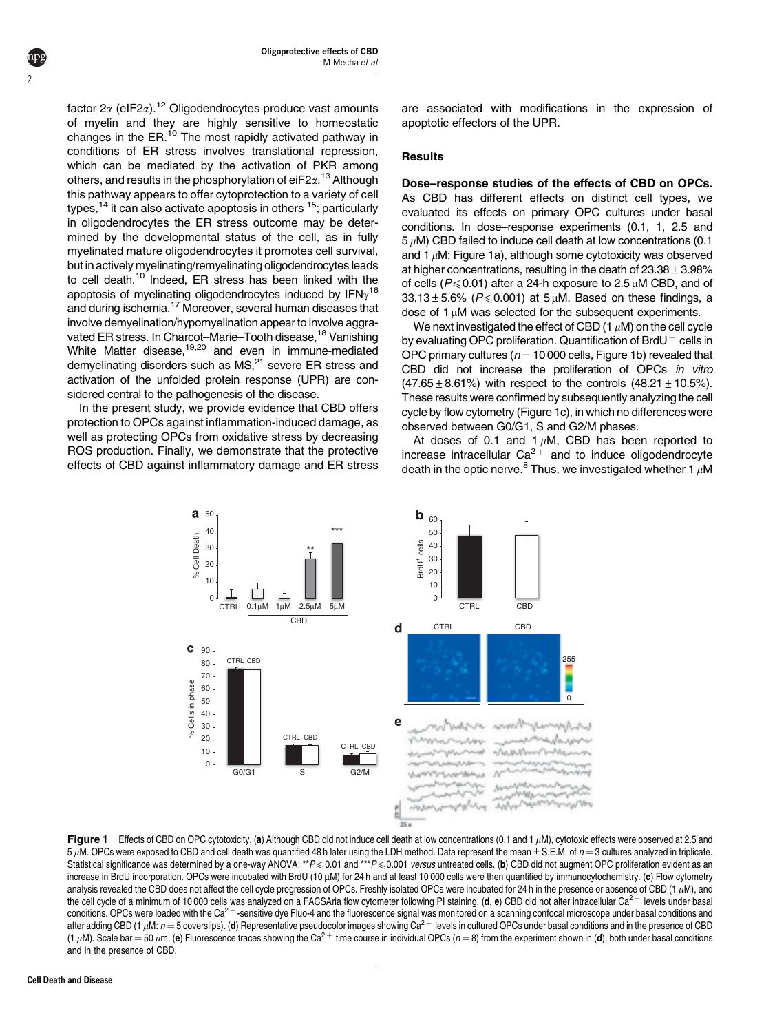factor 2α (eIF2α).[12] Oligodendrocytes produce vast amounts of myelin and they are highly sensitive to homeostatic changes in the ER.[10] The most rapidly activated pathway in conditions of ER stress involves translational repression, which can be mediated by the activation of PKR among others, and results in the phosphorylation of eiF2α.[13] Although this pathway appears to offer cytoprotection to a variety of cell types,[14] it can also activate apoptosis in others [15]; particularly in oligodendrocytes the ER stress outcome may be determined by the developmental status of the cell, as in fully myelinated mature oligodendrocytes it promotes cell survival, but in actively myelinating/remyelinating oligodendrocytes leads to cell death.[10] Indeed, ER stress has been linked with the apoptosis of myelinating oligodendrocytes induced by IFNγ[16] and during ischemia.[17] Moreover, several human diseases that involve demyelination/hypomyelination appear to involve aggravated ER stress. In Charcot–Marie–Tooth disease,[18] Vanishing White Matter disease,[19,20] and even in immune-mediated demyelinating disorders such as MS,[21] severe ER stress and activation of the unfolded protein response (UPR) are considered central to the pathogenesis of the disease.

In the present study, we provide evidence that CBD offers protection to OPCs against inflammation-induced damage, as well as protecting OPCs from oxidative stress by decreasing ROS production. Finally, we demonstrate that the protective effects of CBD against inflammatory damage and ER stress are associated with modifications in the expression of apoptotic effectors of the UPR.

## Results

**Dose–response studies of the effects of CBD on OPCs.** As CBD has different effects on distinct cell types, we evaluated its effects on primary OPC cultures under basal conditions. In dose–response experiments (0.1, 1, 2.5 and 5 μM) CBD failed to induce cell death at low concentrations (0.1 and 1 μM: Figure 1a), although some cytotoxicity was observed at higher concentrations, resulting in the death of 23.38 ± 3.98% of cells ($P \leq 0.01$) after a 24-h exposure to 2.5 μM CBD, and of 33.13 ± 5.6% ($P \leq 0.001$) at 5 μM. Based on these findings, a dose of 1 μM was selected for the subsequent experiments.

We next investigated the effect of CBD (1 μM) on the cell cycle by evaluating OPC proliferation. Quantification of BrdU$^+$ cells in OPC primary cultures ($n = 10\,000$ cells, Figure 1b) revealed that CBD did not increase the proliferation of OPCs *in vitro* (47.65 ± 8.61%) with respect to the controls (48.21 ± 10.5%). These results were confirmed by subsequently analyzing the cell cycle by flow cytometry (Figure 1c), in which no differences were observed between G0/G1, S and G2/M phases.

At doses of 0.1 and 1 μM, CBD has been reported to increase intracellular $Ca^{2+}$ and to induce oligodendrocyte death in the optic nerve.[8] Thus, we investigated whether 1 μM

**Figure 1** Effects of CBD on OPC cytotoxicity. (**a**) Although CBD did not induce cell death at low concentrations (0.1 and 1 μM), cytotoxic effects were observed at 2.5 and 5 μM. OPCs were exposed to CBD and cell death was quantified 48 h later using the LDH method. Data represent the mean ± S.E.M. of $n = 3$ cultures analyzed in triplicate. Statistical significance was determined by a one-way ANOVA: \*\*$P \leq 0.01$ and \*\*\*$P \leq 0.001$ *versus* untreated cells. (**b**) CBD did not augment OPC proliferation evident as an increase in BrdU incorporation. OPCs were incubated with BrdU (10 μM) for 24 h and at least 10 000 cells were then quantified by immunocytochemistry. (**c**) Flow cytometry analysis revealed the CBD does not affect the cell cycle progression of OPCs. Freshly isolated OPCs were incubated for 24 h in the presence or absence of CBD (1 μM), and the cell cycle of a minimum of 10 000 cells was analyzed on a FACSAria flow cytometer following PI staining. (**d**, **e**) CBD did not alter intracellular $Ca^{2+}$ levels under basal conditions. OPCs were loaded with the $Ca^{2+}$-sensitive dye Fluo-4 and the fluorescence signal was monitored on a scanning confocal microscope under basal conditions and after adding CBD (1 μM: $n = 5$ coverslips). (**d**) Representative pseudocolor images showing $Ca^{2+}$ levels in cultured OPCs under basal conditions and in the presence of CBD (1 μM). Scale bar = 50 μm. (**e**) Fluorescence traces showing the $Ca^{2+}$ time course in individual OPCs ($n = 8$) from the experiment shown in (**d**), both under basal conditions and in the presence of CBD.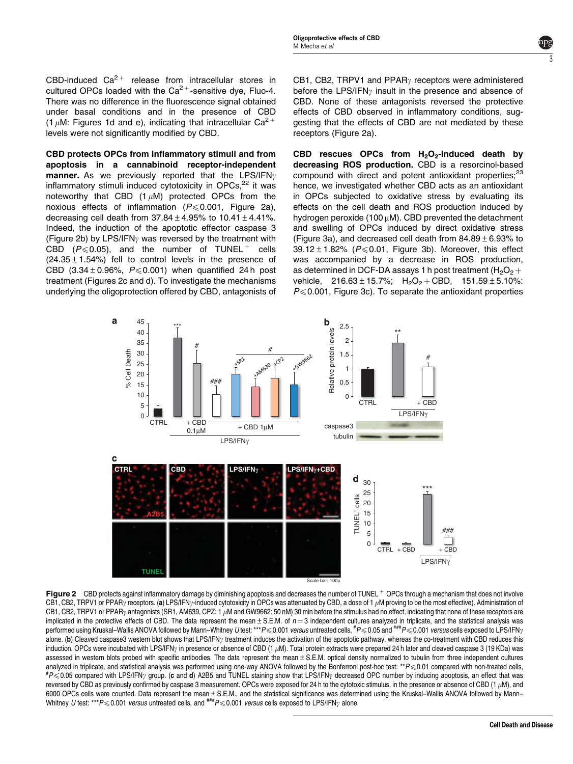CBD-induced $Ca^{2+}$ release from intracellular stores in cultured OPCs loaded with the $Ca^{2+}$-sensitive dye, Fluo-4. There was no difference in the fluorescence signal obtained under basal conditions and in the presence of CBD (1 $\mu$M: Figures 1d and e), indicating that intracellular $Ca^{2+}$ levels were not significantly modified by CBD.

**CBD protects OPCs from inflammatory stimuli and from apoptosis in a cannabinoid receptor-independent manner.** As we previously reported that the LPS/IFN$\gamma$ inflammatory stimuli induced cytotoxicity in OPCs,[22] it was noteworthy that CBD (1 $\mu$M) protected OPCs from the noxious effects of inflammation ($P \leqslant 0.001$, Figure 2a), decreasing cell death from 37.84 ± 4.95% to 10.41 ± 4.41%. Indeed, the induction of the apoptotic effector caspase 3 (Figure 2b) by LPS/IFN$\gamma$ was reversed by the treatment with CBD ($P \leqslant 0.05$), and the number of TUNEL$^+$ cells (24.35 ± 1.54%) fell to control levels in the presence of CBD (3.34 ± 0.96%, $P \leqslant 0.001$) when quantified 24 h post treatment (Figures 2c and d). To investigate the mechanisms underlying the oligoprotection offered by CBD, antagonists of CB1, CB2, TRPV1 and PPAR$\gamma$ receptors were administered before the LPS/IFN$\gamma$ insult in the presence and absence of CBD. None of these antagonists reversed the protective effects of CBD observed in inflammatory conditions, suggesting that the effects of CBD are not mediated by these receptors (Figure 2a).

**CBD rescues OPCs from $H_2O_2$-induced death by decreasing ROS production.** CBD is a resorcinol-based compound with direct and potent antioxidant properties;[23] hence, we investigated whether CBD acts as an antioxidant in OPCs subjected to oxidative stress by evaluating its effects on the cell death and ROS production induced by hydrogen peroxide (100 $\mu$M). CBD prevented the detachment and swelling of OPCs induced by direct oxidative stress (Figure 3a), and decreased cell death from 84.89 ± 6.93% to 39.12 ± 1.82% ($P \leqslant 0.01$, Figure 3b). Moreover, this effect was accompanied by a decrease in ROS production, as determined in DCF-DA assays 1 h post treatment ($H_2O_2$ + vehicle, 216.63 ± 15.7%; $H_2O_2$ + CBD, 151.59 ± 5.10%: $P \leqslant 0.001$, Figure 3c). To separate the antioxidant properties

**Figure 2** CBD protects against inflammatory damage by diminishing apoptosis and decreases the number of TUNEL$^+$ OPCs through a mechanism that does not involve CB1, CB2, TRPV1 or PPAR$\gamma$ receptors. (**a**) LPS/IFN$\gamma$-induced cytotoxicity in OPCs was attenuated by CBD, a dose of 1 $\mu$M proving to be the most effective). Administration of CB1, CB2, TRPV1 or PPAR$\gamma$ antagonists (SR1, AM639, CPZ: 1 $\mu$M and GW9662: 50 nM) 30 min before the stimulus had no effect, indicating that none of these receptors are implicated in the protective effects of CBD. The data represent the mean ± S.E.M. of $n = 3$ independent cultures analyzed in triplicate, and the statistical analysis was performed using Kruskal–Wallis ANOVA followed by Mann–Whitney *U* test: ***$P \leqslant 0.001$ *versus* untreated cells, #$P \leqslant 0.05$ and ###$P \leqslant 0.001$ *versus* cells exposed to LPS/IFN$\gamma$ alone. (**b**) Cleaved caspase3 western blot shows that LPS/IFN$\gamma$ treatment induces the activation of the apoptotic pathway, whereas the co-treatment with CBD reduces this induction. OPCs were incubated with LPS/IFN$\gamma$ in presence or absence of CBD (1 $\mu$M). Total protein extracts were prepared 24 h later and cleaved caspase 3 (19 KDa) was assessed in western blots probed with specific antibodies. The data represent the mean ± S.E.M. optical density normalized to tubulin from three independent cultures analyzed in triplicate, and statistical analysis was performed using one-way ANOVA followed by the Bonferroni post-hoc test: **$P \leqslant 0.01$ compared with non-treated cells, #$P \leqslant 0.05$ compared with LPS/IFN$\gamma$ group. (**c** and **d**) A2B5 and TUNEL staining show that LPS/IFN$\gamma$ decreased OPC number by inducing apoptosis, an effect that was reversed by CBD as previously confirmed by caspase 3 measurement. OPCs were exposed for 24 h to the cytotoxic stimulus, in the presence or absence of CBD (1 $\mu$M), and 6000 OPCs cells were counted. Data represent the mean ± S.E.M., and the statistical significance was determined using the Kruskal–Wallis ANOVA followed by Mann–Whitney *U* test: ***$P \leqslant 0.001$ *versus* untreated cells, and ###$P \leqslant 0.001$ *versus* cells exposed to LPS/IFN$\gamma$ alone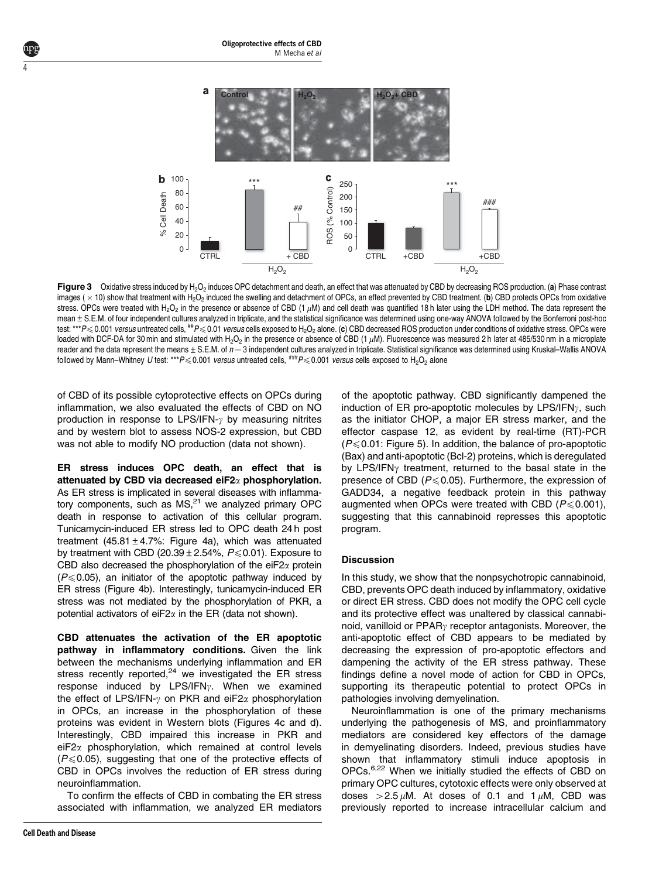**Figure 3** Oxidative stress induced by $H_2O_2$ induces OPC detachment and death, an effect that was attenuated by CBD by decreasing ROS production. (**a**) Phase contrast images ( × 10) show that treatment with $H_2O_2$ induced the swelling and detachment of OPCs, an effect prevented by CBD treatment. (**b**) CBD protects OPCs from oxidative stress. OPCs were treated with $H_2O_2$ in the presence or absence of CBD (1 $\mu$M) and cell death was quantified 18 h later using the LDH method. The data represent the mean ± S.E.M. of four independent cultures analyzed in triplicate, and the statistical significance was determined using one-way ANOVA followed by the Bonferroni post-hoc test: ***$P \leq 0.001$ *versus* untreated cells, ##$P \leq 0.01$ *versus* cells exposed to $H_2O_2$ alone. (**c**) CBD decreased ROS production under conditions of oxidative stress. OPCs were loaded with DCF-DA for 30 min and stimulated with $H_2O_2$ in the presence or absence of CBD (1 $\mu$M). Fluorescence was measured 2 h later at 485/530 nm in a microplate reader and the data represent the means ± S.E.M. of $n = 3$ independent cultures analyzed in triplicate. Statistical significance was determined using Kruskal–Wallis ANOVA followed by Mann–Whitney *U* test: ***$P \leq 0.001$ *versus* untreated cells, ###$P \leq 0.001$ *versus* cells exposed to $H_2O_2$ alone

of CBD of its possible cytoprotective effects on OPCs during inflammation, we also evaluated the effects of CBD on NO production in response to LPS/IFN-$\gamma$ by measuring nitrites and by western blot to assess NOS-2 expression, but CBD was not able to modify NO production (data not shown).

**ER stress induces OPC death, an effect that is attenuated by CBD via decreased eiF2$\alpha$ phosphorylation.** As ER stress is implicated in several diseases with inflammatory components, such as MS,[21] we analyzed primary OPC death in response to activation of this cellular program. Tunicamycin-induced ER stress led to OPC death 24 h post treatment (45.81 ± 4.7%: Figure 4a), which was attenuated by treatment with CBD (20.39 ± 2.54%, $P \leq 0.01$). Exposure to CBD also decreased the phosphorylation of the eiF2$\alpha$ protein ($P \leq 0.05$), an initiator of the apoptotic pathway induced by ER stress (Figure 4b). Interestingly, tunicamycin-induced ER stress was not mediated by the phosphorylation of PKR, a potential activators of eiF2$\alpha$ in the ER (data not shown).

**CBD attenuates the activation of the ER apoptotic pathway in inflammatory conditions.** Given the link between the mechanisms underlying inflammation and ER stress recently reported,[24] we investigated the ER stress response induced by LPS/IFN$\gamma$. When we examined the effect of LPS/IFN-$\gamma$ on PKR and eiF2$\alpha$ phosphorylation in OPCs, an increase in the phosphorylation of these proteins was evident in Western blots (Figures 4c and d). Interestingly, CBD impaired this increase in PKR and eiF2$\alpha$ phosphorylation, which remained at control levels ($P \leq 0.05$), suggesting that one of the protective effects of CBD in OPCs involves the reduction of ER stress during neuroinflammation.

To confirm the effects of CBD in combating the ER stress associated with inflammation, we analyzed ER mediators of the apoptotic pathway. CBD significantly dampened the induction of ER pro-apoptotic molecules by LPS/IFN$\gamma$, such as the initiator CHOP, a major ER stress marker, and the effector caspase 12, as evident by real-time (RT)-PCR ($P \leq 0.01$: Figure 5). In addition, the balance of pro-apoptotic (Bax) and anti-apoptotic (Bcl-2) proteins, which is deregulated by LPS/IFN$\gamma$ treatment, returned to the basal state in the presence of CBD ($P \leq 0.05$). Furthermore, the expression of GADD34, a negative feedback protein in this pathway augmented when OPCs were treated with CBD ($P \leq 0.001$), suggesting that this cannabinoid represses this apoptotic program.

## Discussion

In this study, we show that the nonpsychotropic cannabinoid, CBD, prevents OPC death induced by inflammatory, oxidative or direct ER stress. CBD does not modify the OPC cell cycle and its protective effect was unaltered by classical cannabinoid, vanilloid or PPAR$\gamma$ receptor antagonists. Moreover, the anti-apoptotic effect of CBD appears to be mediated by decreasing the expression of pro-apoptotic effectors and dampening the activity of the ER stress pathway. These findings define a novel mode of action for CBD in OPCs, supporting its therapeutic potential to protect OPCs in pathologies involving demyelination.

Neuroinflammation is one of the primary mechanisms underlying the pathogenesis of MS, and proinflammatory mediators are considered key effectors of the damage in demyelinating disorders. Indeed, previous studies have shown that inflammatory stimuli induce apoptosis in OPCs.[6,22] When we initially studied the effects of CBD on primary OPC cultures, cytotoxic effects were only observed at doses $>2.5\,\mu$M. At doses of 0.1 and 1 $\mu$M, CBD was previously reported to increase intracellular calcium and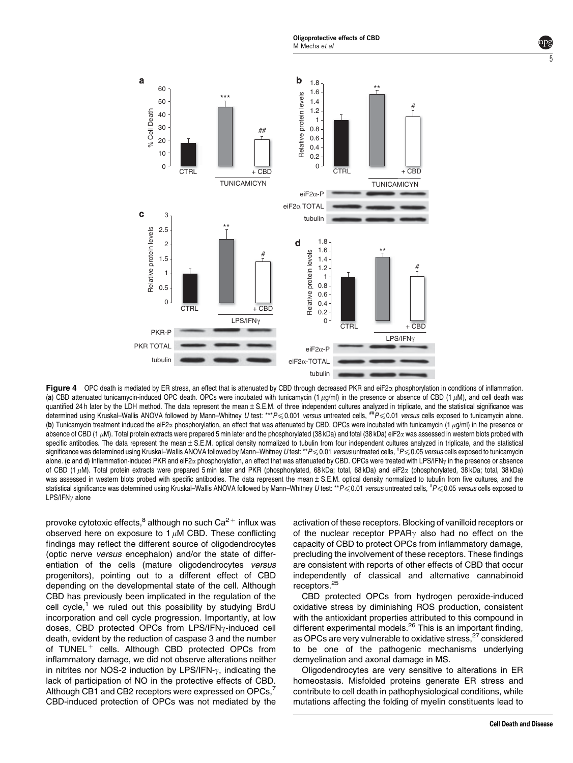**Figure 4** OPC death is mediated by ER stress, an effect that is attenuated by CBD through decreased PKR and eiF2α phosphorylation in conditions of inflammation. (**a**) CBD attenuated tunicamycin-induced OPC death. OPCs were incubated with tunicamycin (1 $\mu$g/ml) in the presence or absence of CBD (1 $\mu$M), and cell death was quantified 24 h later by the LDH method. The data represent the mean ± S.E.M. of three independent cultures analyzed in triplicate, and the statistical significance was determined using Kruskal–Wallis ANOVA followed by Mann–Whitney *U* test: ***$P \leqslant 0.001$ *versus* untreated cells, ##$P \leqslant 0.01$ *versus* cells exposed to tunicamycin alone. (**b**) Tunicamycin treatment induced the eiF2α phosphorylation, an effect that was attenuated by CBD. OPCs were incubated with tunicamycin (1 $\mu$g/ml) in the presence or absence of CBD (1 $\mu$M). Total protein extracts were prepared 5 min later and the phosphorylated (38 kDa) and total (38 kDa) eiF2α was assessed in western blots probed with specific antibodies. The data represent the mean ± S.E.M. optical density normalized to tubulin from four independent cultures analyzed in triplicate, and the statistical significance was determined using Kruskal–Wallis ANOVA followed by Mann–Whitney *U* test: **$P \leqslant 0.01$ *versus* untreated cells, #$P \leqslant 0.05$ *versus* cells exposed to tunicamycin alone. (**c** and **d**) Inflammation-induced PKR and eiF2α phosphorylation, an effect that was attenuated by CBD. OPCs were treated with LPS/IFNγ in the presence or absence of CBD (1 $\mu$M). Total protein extracts were prepared 5 min later and PKR (phosphorylated, 68 kDa; total, 68 kDa) and eiF2α (phosphorylated, 38 kDa; total, 38 kDa) was assessed in western blots probed with specific antibodies. The data represent the mean ± S.E.M. optical density normalized to tubulin from five cultures, and the statistical significance was determined using Kruskal–Wallis ANOVA followed by Mann–Whitney *U* test: **$P \leqslant 0.01$ *versus* untreated cells, #$P \leqslant 0.05$ *versus* cells exposed to LPS/IFNγ alone

provoke cytotoxic effects,[8] although no such $Ca^{2+}$ influx was observed here on exposure to 1 $\mu$M CBD. These conflicting findings may reflect the different source of oligodendrocytes (optic nerve *versus* encephalon) and/or the state of differentiation of the cells (mature oligodendrocytes *versus* progenitors), pointing out to a different effect of CBD depending on the developmental state of the cell. Although CBD has previously been implicated in the regulation of the cell cycle,[1] we ruled out this possibility by studying BrdU incorporation and cell cycle progression. Importantly, at low doses, CBD protected OPCs from LPS/IFNγ-induced cell death, evident by the reduction of caspase 3 and the number of TUNEL$^+$ cells. Although CBD protected OPCs from inflammatory damage, we did not observe alterations neither in nitrites nor NOS-2 induction by LPS/IFN-γ, indicating the lack of participation of NO in the protective effects of CBD. Although CB1 and CB2 receptors were expressed on OPCs,[7] CBD-induced protection of OPCs was not mediated by the activation of these receptors. Blocking of vanilloid receptors or of the nuclear receptor PPARγ also had no effect on the capacity of CBD to protect OPCs from inflammatory damage, precluding the involvement of these receptors. These findings are consistent with reports of other effects of CBD that occur independently of classical and alternative cannabinoid receptors.[25]

CBD protected OPCs from hydrogen peroxide-induced oxidative stress by diminishing ROS production, consistent with the antioxidant properties attributed to this compound in different experimental models.[26] This is an important finding, as OPCs are very vulnerable to oxidative stress,[27] considered to be one of the pathogenic mechanisms underlying demyelination and axonal damage in MS.

Oligodendrocytes are very sensitive to alterations in ER homeostasis. Misfolded proteins generate ER stress and contribute to cell death in pathophysiological conditions, while mutations affecting the folding of myelin constituents lead to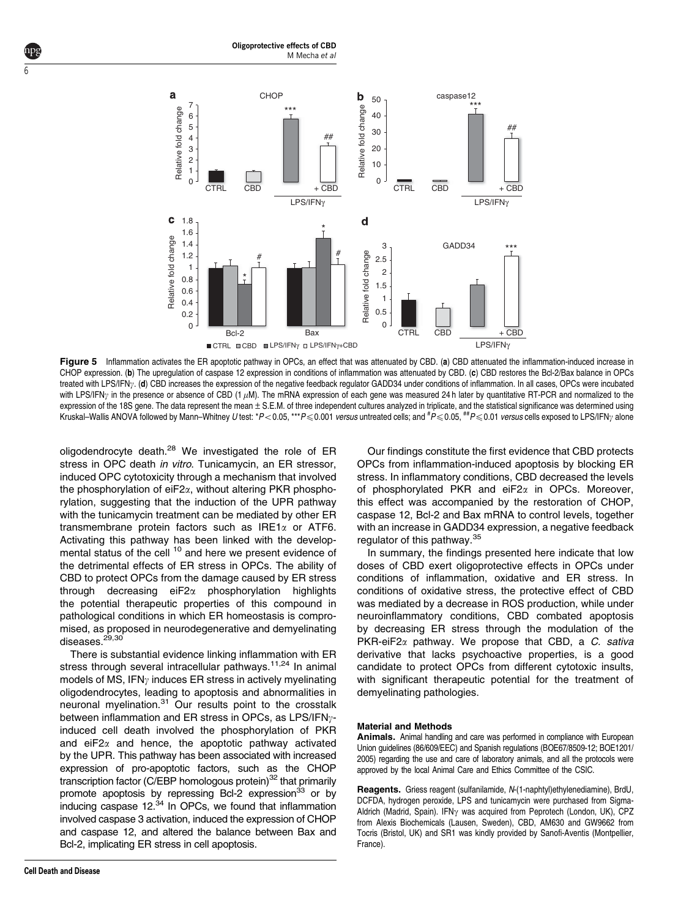**Figure 5** Inflammation activates the ER apoptotic pathway in OPCs, an effect that was attenuated by CBD. (**a**) CBD attenuated the inflammation-induced increase in CHOP expression. (**b**) The upregulation of caspase 12 expression in conditions of inflammation was attenuated by CBD. (**c**) CBD restores the Bcl-2/Bax balance in OPCs treated with LPS/IFN$\gamma$. (**d**) CBD increases the expression of the negative feedback regulator GADD34 under conditions of inflammation. In all cases, OPCs were incubated with LPS/IFN$\gamma$ in the presence or absence of CBD (1 $\mu$M). The mRNA expression of each gene was measured 24 h later by quantitative RT-PCR and normalized to the expression of the 18S gene. The data represent the mean ± S.E.M. of three independent cultures analyzed in triplicate, and the statistical significance was determined using Kruskal–Wallis ANOVA followed by Mann–Whitney *U* test: \*$P<0.05$, \*\*\*$P \leqslant 0.001$ *versus* untreated cells; and $^{\#}P \leqslant 0.05$, $^{\#\#}P \leqslant 0.01$ *versus* cells exposed to LPS/IFN$\gamma$ alone

oligodendrocyte death.[28] We investigated the role of ER stress in OPC death *in vitro*. Tunicamycin, an ER stressor, induced OPC cytotoxicity through a mechanism that involved the phosphorylation of eiF2$\alpha$, without altering PKR phosphorylation, suggesting that the induction of the UPR pathway with the tunicamycin treatment can be mediated by other ER transmembrane protein factors such as IRE1$\alpha$ or ATF6. Activating this pathway has been linked with the developmental status of the cell [10] and here we present evidence of the detrimental effects of ER stress in OPCs. The ability of CBD to protect OPCs from the damage caused by ER stress through decreasing eiF2$\alpha$ phosphorylation highlights the potential therapeutic properties of this compound in pathological conditions in which ER homeostasis is compromised, as proposed in neurodegenerative and demyelinating diseases.[29,30]

There is substantial evidence linking inflammation with ER stress through several intracellular pathways.[11,24] In animal models of MS, IFN$\gamma$ induces ER stress in actively myelinating oligodendrocytes, leading to apoptosis and abnormalities in neuronal myelination.[31] Our results point to the crosstalk between inflammation and ER stress in OPCs, as LPS/IFN$\gamma$-induced cell death involved the phosphorylation of PKR and eiF2$\alpha$ and hence, the apoptotic pathway activated by the UPR. This pathway has been associated with increased expression of pro-apoptotic factors, such as the CHOP transcription factor (C/EBP homologous protein)[32] that primarily promote apoptosis by repressing Bcl-2 expression[33] or by inducing caspase 12.[34] In OPCs, we found that inflammation involved caspase 3 activation, induced the expression of CHOP and caspase 12, and altered the balance between Bax and Bcl-2, implicating ER stress in cell apoptosis.

Our findings constitute the first evidence that CBD protects OPCs from inflammation-induced apoptosis by blocking ER stress. In inflammatory conditions, CBD decreased the levels of phosphorylated PKR and eiF2$\alpha$ in OPCs. Moreover, this effect was accompanied by the restoration of CHOP, caspase 12, Bcl-2 and Bax mRNA to control levels, together with an increase in GADD34 expression, a negative feedback regulator of this pathway.[35]

In summary, the findings presented here indicate that low doses of CBD exert oligoprotective effects in OPCs under conditions of inflammation, oxidative and ER stress. In conditions of oxidative stress, the protective effect of CBD was mediated by a decrease in ROS production, while under neuroinflammatory conditions, CBD combated apoptosis by decreasing ER stress through the modulation of the PKR-eiF2$\alpha$ pathway. We propose that CBD, a *C. sativa* derivative that lacks psychoactive properties, is a good candidate to protect OPCs from different cytotoxic insults, with significant therapeutic potential for the treatment of demyelinating pathologies.

## Material and Methods

**Animals.** Animal handling and care was performed in compliance with European Union guidelines (86/609/EEC) and Spanish regulations (BOE67/8509-12; BOE1201/2005) regarding the use and care of laboratory animals, and all the protocols were approved by the local Animal Care and Ethics Committee of the CSIC.

**Reagents.** Griess reagent (sulfanilamide, *N*-(1-naphtyl)ethylenediamine), BrdU, DCFDA, hydrogen peroxide, LPS and tunicamycin were purchased from Sigma-Aldrich (Madrid, Spain). IFN$\gamma$ was acquired from Peprotech (London, UK), CPZ from Alexis Biochemicals (Lausen, Sweden), CBD, AM630 and GW9662 from Tocris (Bristol, UK) and SR1 was kindly provided by Sanofi-Aventis (Montpellier, France).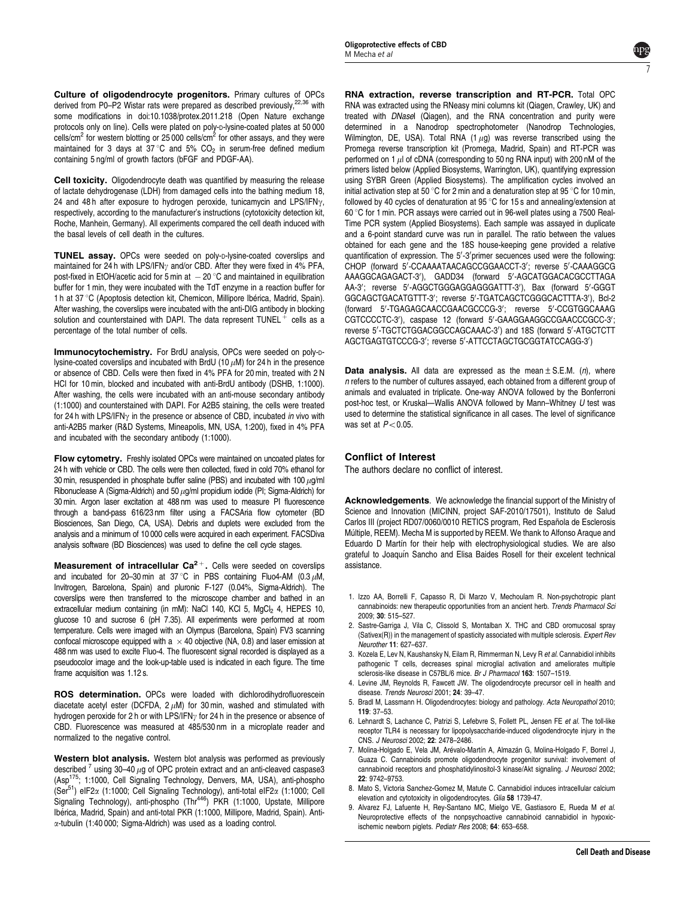**Culture of oligodendrocyte progenitors.** Primary cultures of OPCs derived from P0–P2 Wistar rats were prepared as described previously,[22,36] with some modifications in doi:10.1038/protex.2011.218 (Open Nature exchange protocols only on line). Cells were plated on poly-D-lysine-coated plates at 50 000 cells/cm$^2$ for western blotting or 25 000 cells/cm$^2$ for other assays, and they were maintained for 3 days at 37 °C and 5% $CO_2$ in serum-free defined medium containing 5 ng/ml of growth factors (bFGF and PDGF-AA).

**Cell toxicity.** Oligodendrocyte death was quantified by measuring the release of lactate dehydrogenase (LDH) from damaged cells into the bathing medium 18, 24 and 48 h after exposure to hydrogen peroxide, tunicamycin and LPS/IFN$\gamma$, respectively, according to the manufacturer's instructions (cytotoxicity detection kit, Roche, Manhein, Germany). All experiments compared the cell death induced with the basal levels of cell death in the cultures.

**TUNEL assay.** OPCs were seeded on poly-D-lysine-coated coverslips and maintained for 24 h with LPS/IFN$\gamma$ and/or CBD. After they were fixed in 4% PFA, post-fixed in EtOH/acetic acid for 5 min at $-20$ °C and maintained in equilibration buffer for 1 min, they were incubated with the TdT enzyme in a reaction buffer for 1 h at 37 °C (Apoptosis detection kit, Chemicon, Millipore Ibérica, Madrid, Spain). After washing, the coverslips were incubated with the anti-DIG antibody in blocking solution and counterstained with DAPI. The data represent TUNEL$^+$ cells as a percentage of the total number of cells.

**Immunocytochemistry.** For BrdU analysis, OPCs were seeded on poly-D-lysine-coated coverslips and incubated with BrdU (10 $\mu$M) for 24 h in the presence or absence of CBD. Cells were then fixed in 4% PFA for 20 min, treated with 2 N HCl for 10 min, blocked and incubated with anti-BrdU antibody (DSHB, 1:1000). After washing, the cells were incubated with an anti-mouse secondary antibody (1:1000) and counterstained with DAPI. For A2B5 staining, the cells were treated for 24 h with LPS/IFN$\gamma$ in the presence or absence of CBD, incubated *in* vivo with anti-A2B5 marker (R&D Systems, Mineapolis, MN, USA, 1:200), fixed in 4% PFA and incubated with the secondary antibody (1:1000).

**Flow cytometry.** Freshly isolated OPCs were maintained on uncoated plates for 24 h with vehicle or CBD. The cells were then collected, fixed in cold 70% ethanol for 30 min, resuspended in phosphate buffer saline (PBS) and incubated with 100 $\mu$g/ml Ribonuclease A (Sigma-Aldrich) and 50 $\mu$g/ml propidium iodide (PI; Sigma-Aldrich) for 30 min. Argon laser excitation at 488 nm was used to measure PI fluorescence through a band-pass 616/23 nm filter using a FACSAria flow cytometer (BD Biosciences, San Diego, CA, USA). Debris and duplets were excluded from the analysis and a minimum of 10 000 cells were acquired in each experiment. FACSDiva analysis software (BD Biosciences) was used to define the cell cycle stages.

**Measurement of intracellular $Ca^{2+}$.** Cells were seeded on coverslips and incubated for 20–30 min at 37 °C in PBS containing Fluo4-AM (0.3 $\mu$M, Invitrogen, Barcelona, Spain) and pluronic F-127 (0.04%, Sigma-Aldrich). The coverslips were then transferred to the microscope chamber and bathed in an extracellular medium containing (in mM): NaCl 140, KCl 5, $MgCl_2$ 4, HEPES 10, glucose 10 and sucrose 6 (pH 7.35). All experiments were performed at room temperature. Cells were imaged with an Olympus (Barcelona, Spain) FV3 scanning confocal microscope equipped with a $\times$ 40 objective (NA, 0.8) and laser emission at 488 nm was used to excite Fluo-4. The fluorescent signal recorded is displayed as a pseudocolor image and the look-up-table used is indicated in each figure. The time frame acquisition was 1.12 s.

**ROS determination.** OPCs were loaded with dichlorodihydrofluorescein diacetate acetyl ester (DCFDA, 2 $\mu$M) for 30 min, washed and stimulated with hydrogen peroxide for 2 h or with LPS/IFN$\gamma$ for 24 h in the presence or absence of CBD. Fluorescence was measured at 485/530 nm in a microplate reader and normalized to the negative control.

**Western blot analysis.** Western blot analysis was performed as previously described [7] using 30–40 $\mu$g of OPC protein extract and an anti-cleaved caspase3 (Asp$^{175}$; 1:1000, Cell Signaling Technology, Denvers, MA, USA), anti-phospho (Ser$^{51}$) eIF2$\alpha$ (1:1000; Cell Signaling Technology), anti-total eIF2$\alpha$ (1:1000; Cell Signaling Technology), anti-phospho (Thr$^{446}$) PKR (1:1000, Upstate, Millipore Ibérica, Madrid, Spain) and anti-total PKR (1:1000, Millipore, Madrid, Spain). Anti-$\alpha$-tubulin (1:40 000; Sigma-Aldrich) was used as a loading control.

**RNA extraction, reverse transcription and RT-PCR.** Total OPC RNA was extracted using the RNeasy mini columns kit (Qiagen, Crawley, UK) and treated with *DNase*I (Qiagen), and the RNA concentration and purity were determined in a Nanodrop spectrophotometer (Nanodrop Technologies, Wilmington, DE, USA). Total RNA (1 $\mu$g) was reverse transcribed using the Promega reverse transcription kit (Promega, Madrid, Spain) and RT-PCR was performed on 1 $\mu$l of cDNA (corresponding to 50 ng RNA input) with 200 nM of the primers listed below (Applied Biosystems, Warrington, UK), quantifying expression using SYBR Green (Applied Biosystems). The amplification cycles involved an initial activation step at 50 °C for 2 min and a denaturation step at 95 °C for 10 min, followed by 40 cycles of denaturation at 95 °C for 15 s and annealing/extension at 60 °C for 1 min. PCR assays were carried out in 96-well plates using a 7500 Real-Time PCR system (Applied Biosystems). Each sample was assayed in duplicate and a 6-point standard curve was run in parallel. The ratio between the values obtained for each gene and the 18S house-keeping gene provided a relative quantification of expression. The 5′-3′primer secuences used were the following: CHOP (forward 5′-CCAAAATAACAGCCGGAACCT-3′; reverse 5′-CAAAGGCG AAAGGCAGAGACT-3′), GADD34 (forward 5′-AGCATGGACACGCCTTAGA AA-3′; reverse 5′-AGGCTGGGAGGAGGGATTT-3′), Bax (forward 5′-GGGT GGCAGCTGACATGTTT-3′; reverse 5′-TGATCAGCTCGGGCACTTTA-3′), Bcl-2 (forward 5′-TGAGAGCAACCGAACGCCCG-3′; reverse 5′-CCGTGGCAAAG CGTCCCCTC-3′), caspase 12 (forward 5′-GAAGGAAGGCCGAACCCGCC-3′; reverse 5′-TGCTCTGGACGGCCAGCAAAC-3′) and 18S (forward 5′-ATGCTCTT AGCTGAGTGTCCCG-3′; reverse 5′-ATTCCTAGCTGCGGTATCCAGG-3′)

**Data analysis.** All data are expressed as the mean ± S.E.M. (*n*), where *n* refers to the number of cultures assayed, each obtained from a different group of animals and evaluated in triplicate. One-way ANOVA followed by the Bonferroni post-hoc test, or Kruskal—Wallis ANOVA followed by Mann–Whitney *U* test was used to determine the statistical significance in all cases. The level of significance was set at $P<0.05$.

## Conflict of Interest

The authors declare no conflict of interest.

**Acknowledgements**. We acknowledge the financial support of the Ministry of Science and Innovation (MICINN, project SAF-2010/17501), Instituto de Salud Carlos III (project RD07/0060/0010 RETICS program, Red Española de Esclerosis Múltiple, REEM). Mecha M is supported by REEM. We thank to Alfonso Araque and Eduardo D Martín for their help with electrophysiological studies. We are also grateful to Joaquín Sancho and Elisa Baides Rosell for their excelent technical assistance.

1. Izzo AA, Borrelli F, Capasso R, Di Marzo V, Mechoulam R. Non-psychotropic plant cannabinoids: new therapeutic opportunities from an ancient herb. *Trends Pharmacol Sci* 2009; **30**: 515–527.
2. Sastre-Garriga J, Vila C, Clissold S, Montalban X. THC and CBD oromucosal spray (Sativex(R)) in the management of spasticity associated with multiple sclerosis. *Expert Rev Neurother* **11**: 627–637.
3. Kozela E, Lev N, Kaushansky N, Eilam R, Rimmerman N, Levy R *et al*. Cannabidiol inhibits pathogenic T cells, decreases spinal microglial activation and ameliorates multiple sclerosis-like disease in C57BL/6 mice. *Br J Pharmacol* **163**: 1507–1519.
4. Levine JM, Reynolds R, Fawcett JW. The oligodendrocyte precursor cell in health and disease. *Trends Neurosci* 2001; **24**: 39–47.
5. Bradl M, Lassmann H. Oligodendrocytes: biology and pathology. *Acta Neuropathol* 2010; **119**: 37–53.
6. Lehnardt S, Lachance C, Patrizi S, Lefebvre S, Follett PL, Jensen FE *et al*. The toll-like receptor TLR4 is necessary for lipopolysaccharide-induced oligodendrocyte injury in the CNS. *J Neurosci* 2002; **22**: 2478–2486.
7. Molina-Holgado E, Vela JM, Arévalo-Martín A, Almazán G, Molina-Holgado F, Borrel J, Guaza C. Cannabinoids promote oligodendrocyte progenitor survival: involvement of cannabinoid receptors and phosphatidylinositol-3 kinase/Akt signaling. *J Neurosci* 2002; **22**: 9742–9753.
8. Mato S, Victoria Sanchez-Gomez M, Matute C. Cannabidiol induces intracellular calcium elevation and cytotoxicity in oligodendrocytes. *Glia* **58** 1739-47.
9. Alvarez FJ, Lafuente H, Rey-Santano MC, Mielgo VE, Gastiasoro E, Rueda M *et al*. Neuroprotective effects of the nonpsychoactive cannabinoid cannabidiol in hypoxic-ischemic newborn piglets. *Pediatr Res* 2008; **64**: 653–658.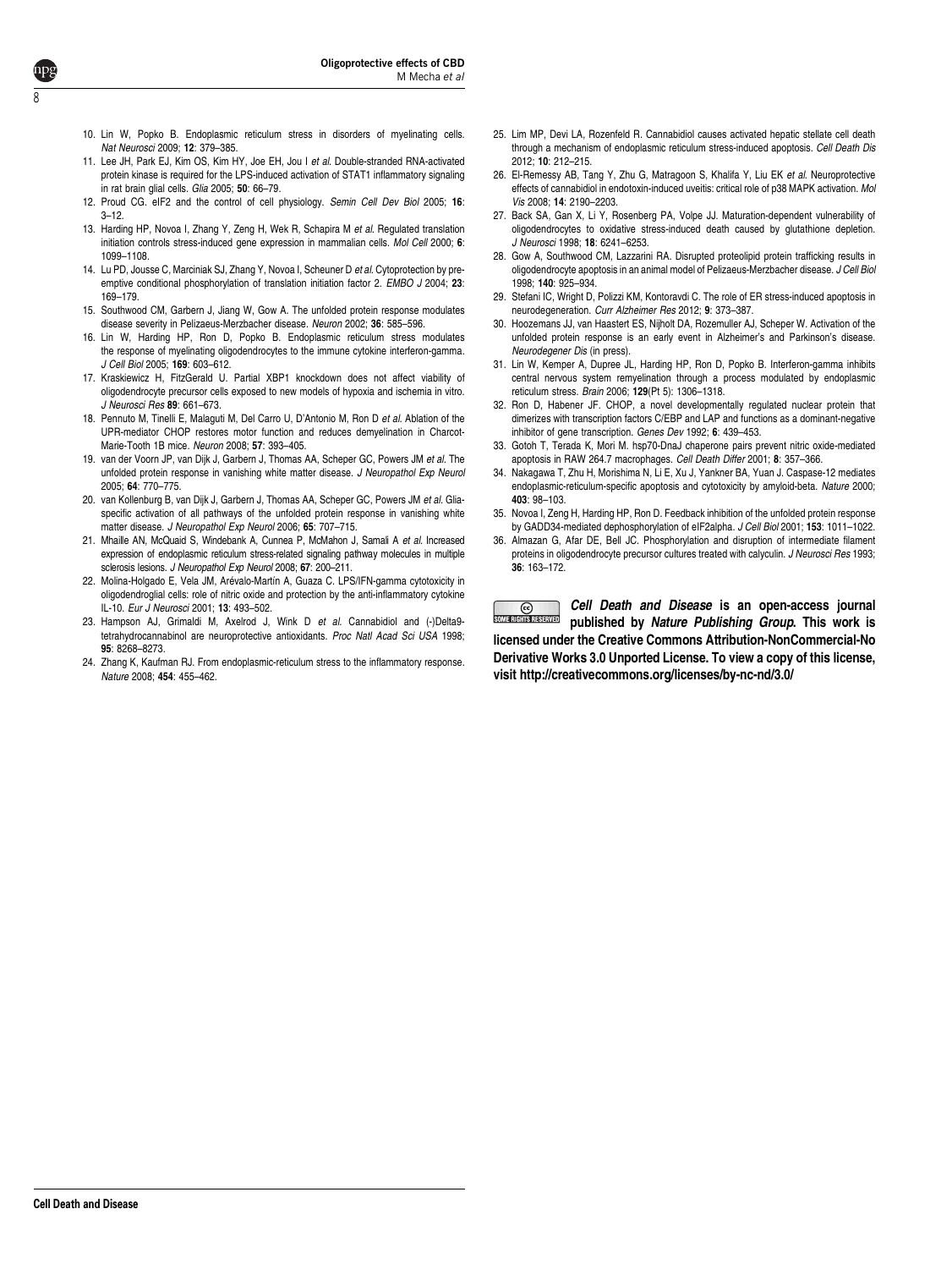10. Lin W, Popko B. Endoplasmic reticulum stress in disorders of myelinating cells. *Nat Neurosci* 2009; **12**: 379–385.
11. Lee JH, Park EJ, Kim OS, Kim HY, Joe EH, Jou I *et al.* Double-stranded RNA-activated protein kinase is required for the LPS-induced activation of STAT1 inflammatory signaling in rat brain glial cells. *Glia* 2005; **50**: 66–79.
12. Proud CG. eIF2 and the control of cell physiology. *Semin Cell Dev Biol* 2005; **16**: 3–12.
13. Harding HP, Novoa I, Zhang Y, Zeng H, Wek R, Schapira M *et al.* Regulated translation initiation controls stress-induced gene expression in mammalian cells. *Mol Cell* 2000; **6**: 1099–1108.
14. Lu PD, Jousse C, Marciniak SJ, Zhang Y, Novoa I, Scheuner D *et al.* Cytoprotection by pre-emptive conditional phosphorylation of translation initiation factor 2. *EMBO J* 2004; **23**: 169–179.
15. Southwood CM, Garbern J, Jiang W, Gow A. The unfolded protein response modulates disease severity in Pelizaeus-Merzbacher disease. *Neuron* 2002; **36**: 585–596.
16. Lin W, Harding HP, Ron D, Popko B. Endoplasmic reticulum stress modulates the response of myelinating oligodendrocytes to the immune cytokine interferon-gamma. *J Cell Biol* 2005; **169**: 603–612.
17. Kraskiewicz H, FitzGerald U. Partial XBP1 knockdown does not affect viability of oligodendrocyte precursor cells exposed to new models of hypoxia and ischemia in vitro. *J Neurosci Res* **89**: 661–673.
18. Pennuto M, Tinelli E, Malaguti M, Del Carro U, D'Antonio M, Ron D *et al.* Ablation of the UPR-mediator CHOP restores motor function and reduces demyelination in Charcot-Marie-Tooth 1B mice. *Neuron* 2008; **57**: 393–405.
19. van der Voorn JP, van Dijk J, Garbern J, Thomas AA, Scheper GC, Powers JM *et al.* The unfolded protein response in vanishing white matter disease. *J Neuropathol Exp Neurol* 2005; **64**: 770–775.
20. van Kollenburg B, van Dijk J, Garbern J, Thomas AA, Scheper GC, Powers JM *et al.* Glia-specific activation of all pathways of the unfolded protein response in vanishing white matter disease. *J Neuropathol Exp Neurol* 2006; **65**: 707–715.
21. Mhaille AN, McQuaid S, Windebank A, Cunnea P, McMahon J, Samali A *et al.* Increased expression of endoplasmic reticulum stress-related signaling pathway molecules in multiple sclerosis lesions. *J Neuropathol Exp Neurol* 2008; **67**: 200–211.
22. Molina-Holgado E, Vela JM, Arévalo-Martín A, Guaza C. LPS/IFN-gamma cytotoxicity in oligodendroglial cells: role of nitric oxide and protection by the anti-inflammatory cytokine IL-10. *Eur J Neurosci* 2001; **13**: 493–502.
23. Hampson AJ, Grimaldi M, Axelrod J, Wink D *et al.* Cannabidiol and (-)Delta9-tetrahydrocannabinol are neuroprotective antioxidants. *Proc Natl Acad Sci USA* 1998; **95**: 8268–8273.
24. Zhang K, Kaufman RJ. From endoplasmic-reticulum stress to the inflammatory response. *Nature* 2008; **454**: 455–462.
25. Lim MP, Devi LA, Rozenfeld R. Cannabidiol causes activated hepatic stellate cell death through a mechanism of endoplasmic reticulum stress-induced apoptosis. *Cell Death Dis* 2012; **10**: 212–215.
26. El-Remessy AB, Tang Y, Zhu G, Matragoon S, Khalifa Y, Liu EK *et al.* Neuroprotective effects of cannabidiol in endotoxin-induced uveitis: critical role of p38 MAPK activation. *Mol Vis* 2008; **14**: 2190–2203.
27. Back SA, Gan X, Li Y, Rosenberg PA, Volpe JJ. Maturation-dependent vulnerability of oligodendrocytes to oxidative stress-induced death caused by glutathione depletion. *J Neurosci* 1998; **18**: 6241–6253.
28. Gow A, Southwood CM, Lazzarini RA. Disrupted proteolipid protein trafficking results in oligodendrocyte apoptosis in an animal model of Pelizaeus-Merzbacher disease. *J Cell Biol* 1998; **140**: 925–934.
29. Stefani IC, Wright D, Polizzi KM, Kontoravdi C. The role of ER stress-induced apoptosis in neurodegeneration. *Curr Alzheimer Res* 2012; **9**: 373–387.
30. Hoozemans JJ, van Haastert ES, Nijholt DA, Rozemuller AJ, Scheper W. Activation of the unfolded protein response is an early event in Alzheimer's and Parkinson's disease. *Neurodegener Dis* (in press).
31. Lin W, Kemper A, Dupree JL, Harding HP, Ron D, Popko B. Interferon-gamma inhibits central nervous system remyelination through a process modulated by endoplasmic reticulum stress. *Brain* 2006; **129**(Pt 5): 1306–1318.
32. Ron D, Habener JF. CHOP, a novel developmentally regulated nuclear protein that dimerizes with transcription factors C/EBP and LAP and functions as a dominant-negative inhibitor of gene transcription. *Genes Dev* 1992; **6**: 439–453.
33. Gotoh T, Terada K, Mori M. hsp70-DnaJ chaperone pairs prevent nitric oxide-mediated apoptosis in RAW 264.7 macrophages. *Cell Death Differ* 2001; **8**: 357–366.
34. Nakagawa T, Zhu H, Morishima N, Li E, Xu J, Yankner BA, Yuan J. Caspase-12 mediates endoplasmic-reticulum-specific apoptosis and cytotoxicity by amyloid-beta. *Nature* 2000; **403**: 98–103.
35. Novoa I, Zeng H, Harding HP, Ron D. Feedback inhibition of the unfolded protein response by GADD34-mediated dephosphorylation of eIF2alpha. *J Cell Biol* 2001; **153**: 1011–1022.
36. Almazan G, Afar DE, Bell JC. Phosphorylation and disruption of intermediate filament proteins in oligodendrocyte precursor cultures treated with calyculin. *J Neurosci Res* 1993; **36**: 163–172.

***Cell Death and Disease*** **is an open-access journal published by** ***Nature Publishing Group.*** **This work is licensed under the Creative Commons Attribution-NonCommercial-No Derivative Works 3.0 Unported License. To view a copy of this license, visit http://creativecommons.org/licenses/by-nc-nd/3.0/**